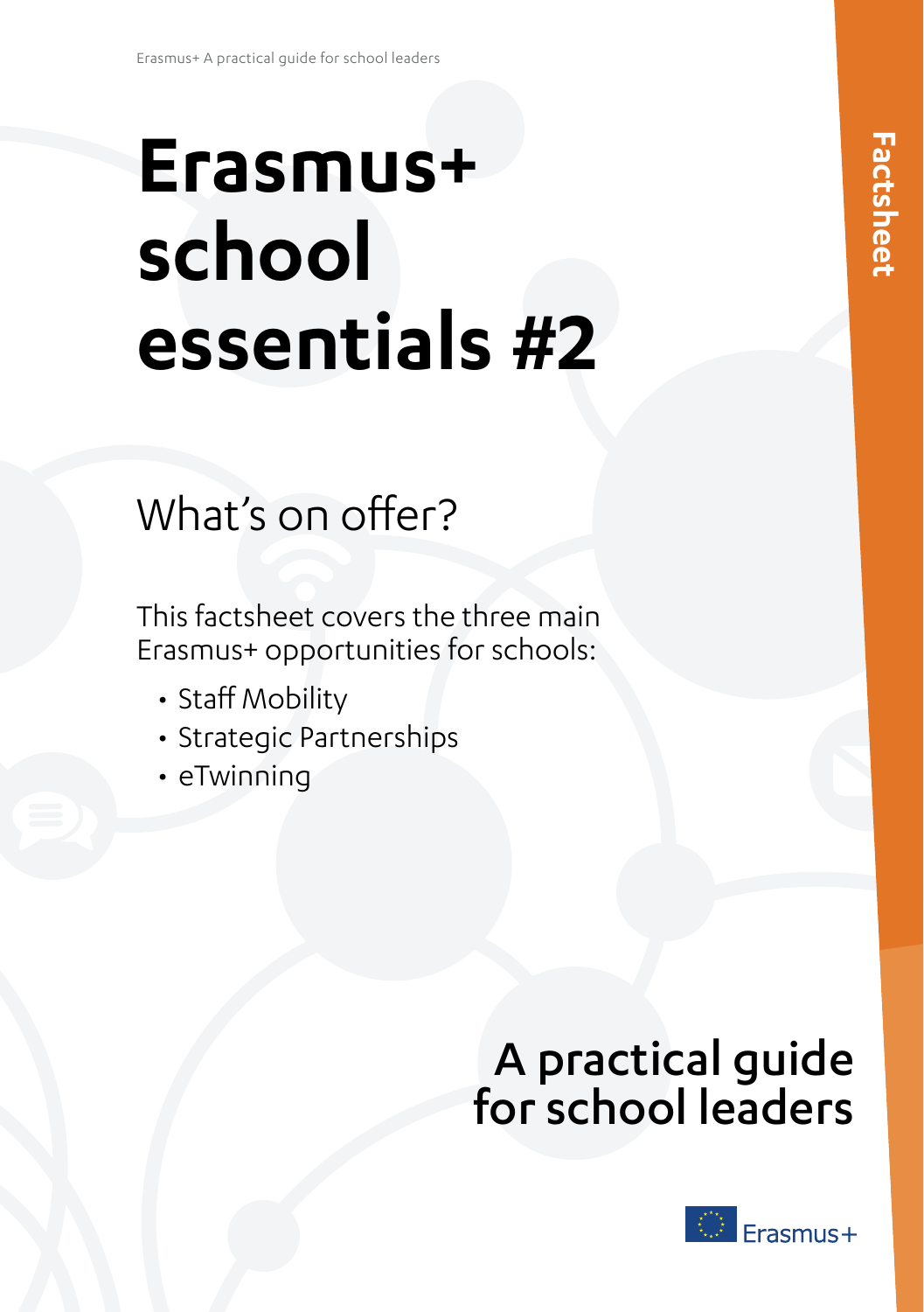# Erasmus+ school essentials #2

## What's on offer?

This factsheet covers the three main Erasmus+ opportunities for schools:

- Staff Mobility
- Strategic Partnerships
- eTwinning

Factsheet

## A practical guide for school leaders

Erasmus+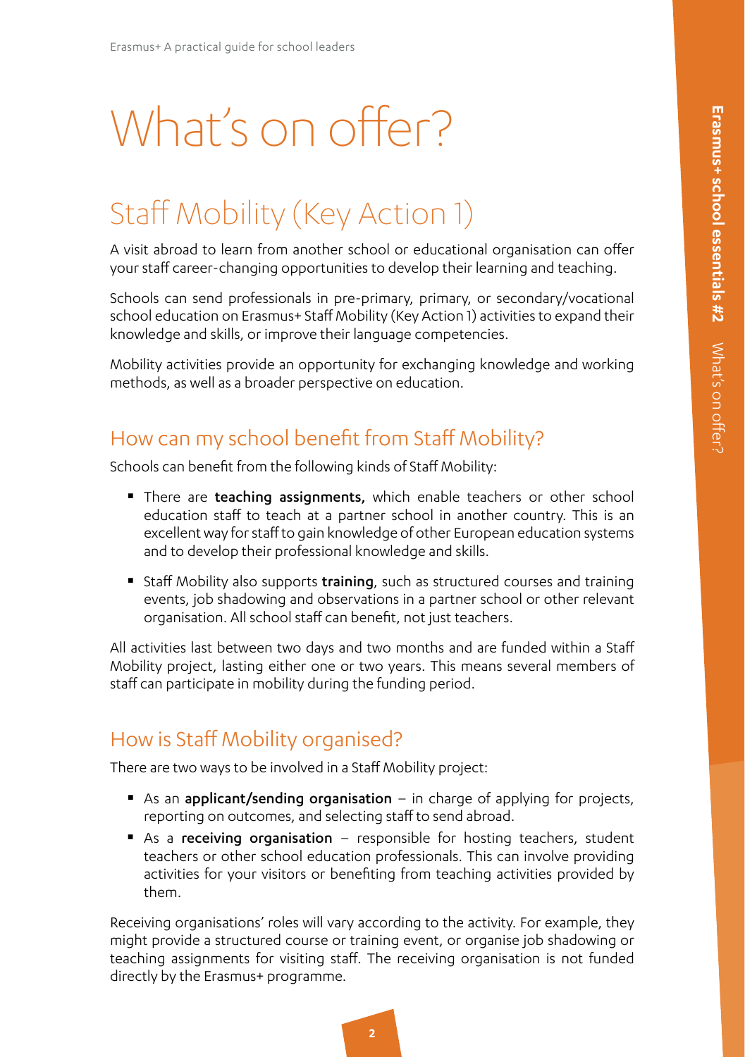# What's on offer?

## Staff Mobility (Key Action 1)

A visit abroad to learn from another school or educational organisation can offer your staff career-changing opportunities to develop their learning and teaching.

Schools can send professionals in pre-primary, primary, or secondary/vocational school education on Erasmus+ Staff Mobility (Key Action 1) activities to expand their knowledge and skills, or improve their language competencies.

Mobility activities provide an opportunity for exchanging knowledge and working methods, as well as a broader perspective on education.

### How can my school benefit from Staff Mobility?

Schools can benefit from the following kinds of Staff Mobility:

- There are **teaching assignments,** which enable teachers or other school education staff to teach at a partner school in another country. This is an excellent way for staff to gain knowledge of other European education systems and to develop their professional knowledge and skills.
- Staff Mobility also supports **training**, such as structured courses and training events, job shadowing and observations in a partner school or other relevant organisation. All school staff can benefit, not just teachers.

All activities last between two days and two months and are funded within a Staff Mobility project, lasting either one or two years. This means several members of staff can participate in mobility during the funding period.

### How is Staff Mobility organised?

There are two ways to be involved in a Staff Mobility project:

- As an **applicant/sending organisation** – in charge of applying for projects, reporting on outcomes, and selecting staff to send abroad.
- As a **receiving organisation** – responsible for hosting teachers, student teachers or other school education professionals. This can involve providing activities for your visitors or benefiting from teaching activities provided by them.

Receiving organisations' roles will vary according to the activity. For example, they might provide a structured course or training event, or organise job shadowing or teaching assignments for visiting staff. The receiving organisation is not funded directly by the Erasmus+ programme.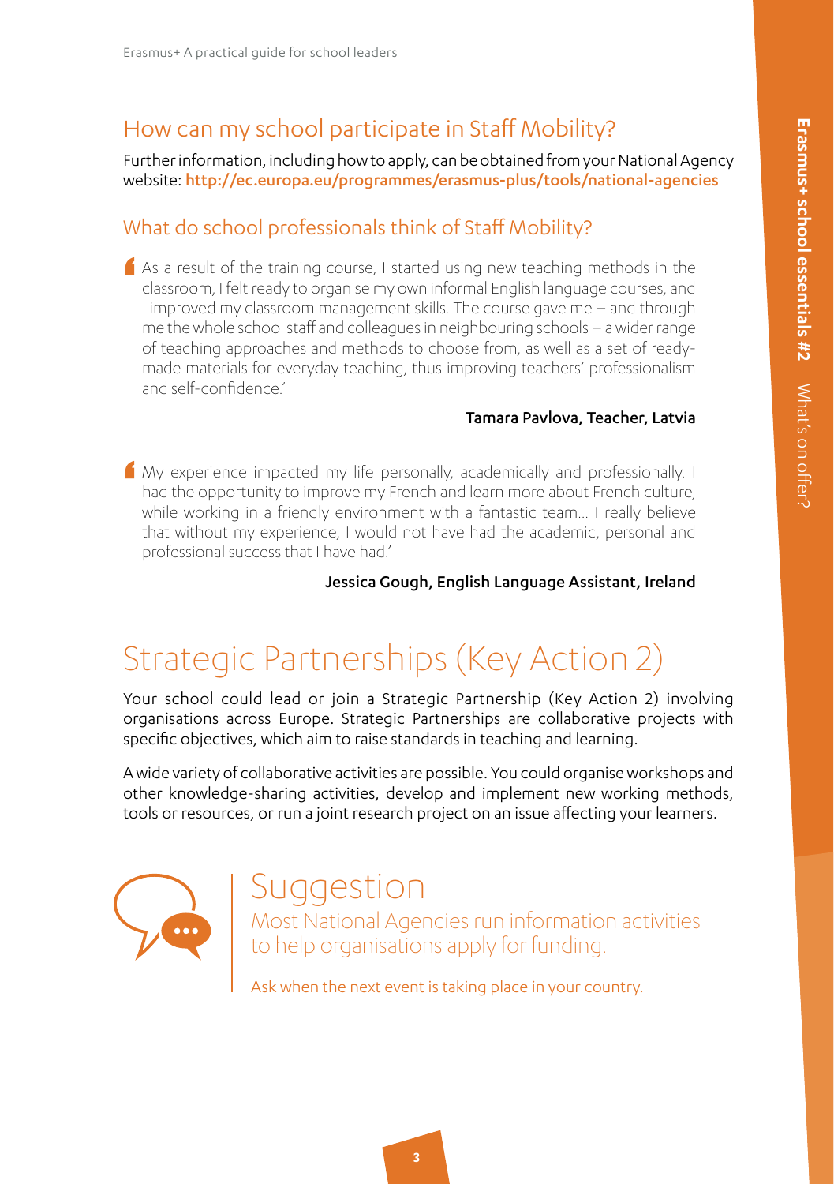## How can my school participate in Staff Mobility?

Further information, including how to apply, can be obtained from your National Agency website: **http://ec.europa.eu/programmes/erasmus-plus/tools/national-agencies**

## What do school professionals think of Staff Mobility?

> ‘As a result of the training course, I started using new teaching methods in the classroom, I felt ready to organise my own informal English language courses, and I improved my classroom management skills. The course gave me – and through me the whole school staff and colleagues in neighbouring schools – a wider range of teaching approaches and methods to choose from, as well as a set of ready-made materials for everyday teaching, thus improving teachers’ professionalism and self-confidence.’
>
> **Tamara Pavlova, Teacher, Latvia**

> ‘My experience impacted my life personally, academically and professionally. I had the opportunity to improve my French and learn more about French culture, while working in a friendly environment with a fantastic team… I really believe that without my experience, I would not have had the academic, personal and professional success that I have had.’
>
> **Jessica Gough, English Language Assistant, Ireland**

# Strategic Partnerships (Key Action 2)

Your school could lead or join a Strategic Partnership (Key Action 2) involving organisations across Europe. Strategic Partnerships are collaborative projects with specific objectives, which aim to raise standards in teaching and learning.

A wide variety of collaborative activities are possible. You could organise workshops and other knowledge-sharing activities, develop and implement new working methods, tools or resources, or run a joint research project on an issue affecting your learners.

### Suggestion

Most National Agencies run information activities to help organisations apply for funding.

Ask when the next event is taking place in your country.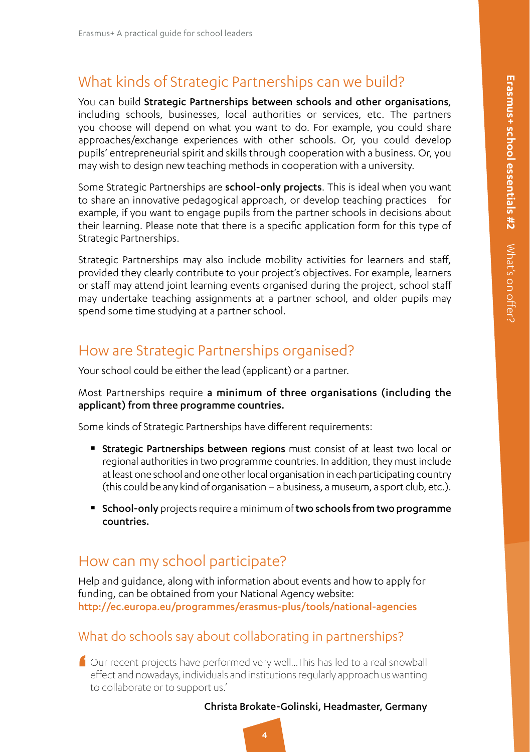## What kinds of Strategic Partnerships can we build?

You can build **Strategic Partnerships between schools and other organisations**, including schools, businesses, local authorities or services, etc. The partners you choose will depend on what you want to do. For example, you could share approaches/exchange experiences with other schools. Or, you could develop pupils' entrepreneurial spirit and skills through cooperation with a business. Or, you may wish to design new teaching methods in cooperation with a university.

Some Strategic Partnerships are **school-only projects**. This is ideal when you want to share an innovative pedagogical approach, or develop teaching practices for example, if you want to engage pupils from the partner schools in decisions about their learning. Please note that there is a specific application form for this type of Strategic Partnerships.

Strategic Partnerships may also include mobility activities for learners and staff, provided they clearly contribute to your project's objectives. For example, learners or staff may attend joint learning events organised during the project, school staff may undertake teaching assignments at a partner school, and older pupils may spend some time studying at a partner school.

## How are Strategic Partnerships organised?

Your school could be either the lead (applicant) or a partner.

Most Partnerships require **a minimum of three organisations (including the applicant) from three programme countries.**

Some kinds of Strategic Partnerships have different requirements:

- **Strategic Partnerships between regions** must consist of at least two local or regional authorities in two programme countries. In addition, they must include at least one school and one other local organisation in each participating country (this could be any kind of organisation – a business, a museum, a sport club, etc.).
- **School-only** projects require a minimum of **two schools from two programme countries.**

## How can my school participate?

Help and guidance, along with information about events and how to apply for funding, can be obtained from your National Agency website:
http://ec.europa.eu/programmes/erasmus-plus/tools/national-agencies

## What do schools say about collaborating in partnerships?

'Our recent projects have performed very well...This has led to a real snowball effect and nowadays, individuals and institutions regularly approach us wanting to collaborate or to support us.'

**Christa Brokate-Golinski, Headmaster, Germany**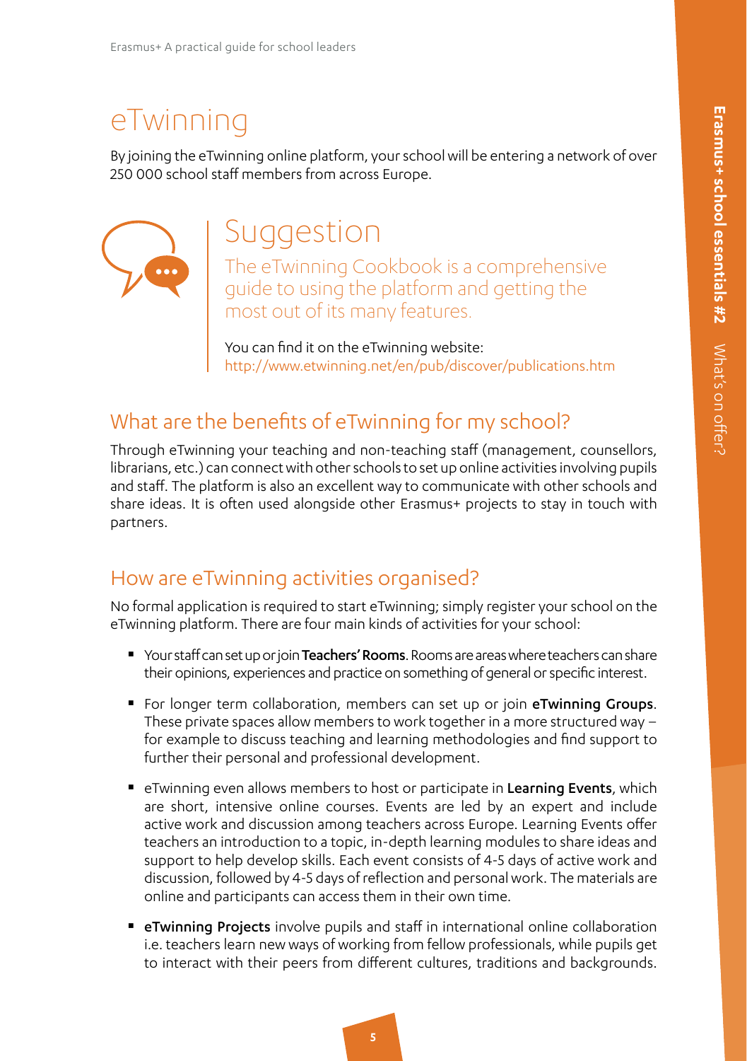# eTwinning

By joining the eTwinning online platform, your school will be entering a network of over 250 000 school staff members from across Europe.

## Suggestion

The eTwinning Cookbook is a comprehensive guide to using the platform and getting the most out of its many features.

You can find it on the eTwinning website: http://www.etwinning.net/en/pub/discover/publications.htm

## What are the benefits of eTwinning for my school?

Through eTwinning your teaching and non-teaching staff (management, counsellors, librarians, etc.) can connect with other schools to set up online activities involving pupils and staff. The platform is also an excellent way to communicate with other schools and share ideas. It is often used alongside other Erasmus+ projects to stay in touch with partners.

## How are eTwinning activities organised?

No formal application is required to start eTwinning; simply register your school on the eTwinning platform. There are four main kinds of activities for your school:

- Your staff can set up or join **Teachers' Rooms**. Rooms are areas where teachers can share their opinions, experiences and practice on something of general or specific interest.
- For longer term collaboration, members can set up or join **eTwinning Groups**. These private spaces allow members to work together in a more structured way – for example to discuss teaching and learning methodologies and find support to further their personal and professional development.
- eTwinning even allows members to host or participate in **Learning Events**, which are short, intensive online courses. Events are led by an expert and include active work and discussion among teachers across Europe. Learning Events offer teachers an introduction to a topic, in-depth learning modules to share ideas and support to help develop skills. Each event consists of 4-5 days of active work and discussion, followed by 4-5 days of reflection and personal work. The materials are online and participants can access them in their own time.
- **eTwinning Projects** involve pupils and staff in international online collaboration i.e. teachers learn new ways of working from fellow professionals, while pupils get to interact with their peers from different cultures, traditions and backgrounds.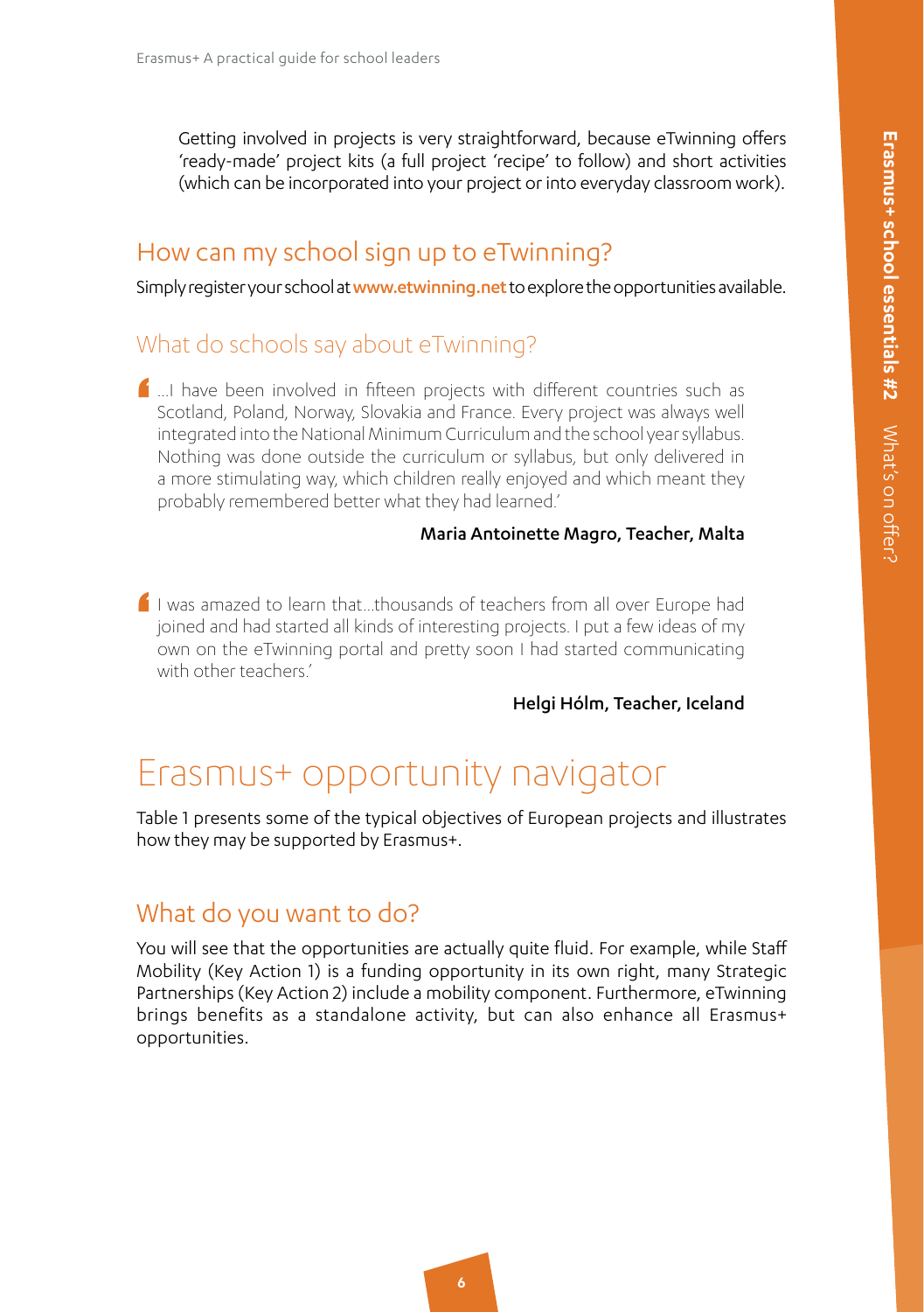Getting involved in projects is very straightforward, because eTwinning offers 'ready-made' project kits (a full project 'recipe' to follow) and short activities (which can be incorporated into your project or into everyday classroom work).

## How can my school sign up to eTwinning?

Simply register your school at **www.etwinning.net** to explore the opportunities available.

## What do schools say about eTwinning?

> '…I have been involved in fifteen projects with different countries such as Scotland, Poland, Norway, Slovakia and France. Every project was always well integrated into the National Minimum Curriculum and the school year syllabus. Nothing was done outside the curriculum or syllabus, but only delivered in a more stimulating way, which children really enjoyed and which meant they probably remembered better what they had learned.'
>
> **Maria Antoinette Magro, Teacher, Malta**

> 'I was amazed to learn that…thousands of teachers from all over Europe had joined and had started all kinds of interesting projects. I put a few ideas of my own on the eTwinning portal and pretty soon I had started communicating with other teachers.'
>
> **Helgi Hólm, Teacher, Iceland**

# Erasmus+ opportunity navigator

Table 1 presents some of the typical objectives of European projects and illustrates how they may be supported by Erasmus+.

## What do you want to do?

You will see that the opportunities are actually quite fluid. For example, while Staff Mobility (Key Action 1) is a funding opportunity in its own right, many Strategic Partnerships (Key Action 2) include a mobility component. Furthermore, eTwinning brings benefits as a standalone activity, but can also enhance all Erasmus+ opportunities.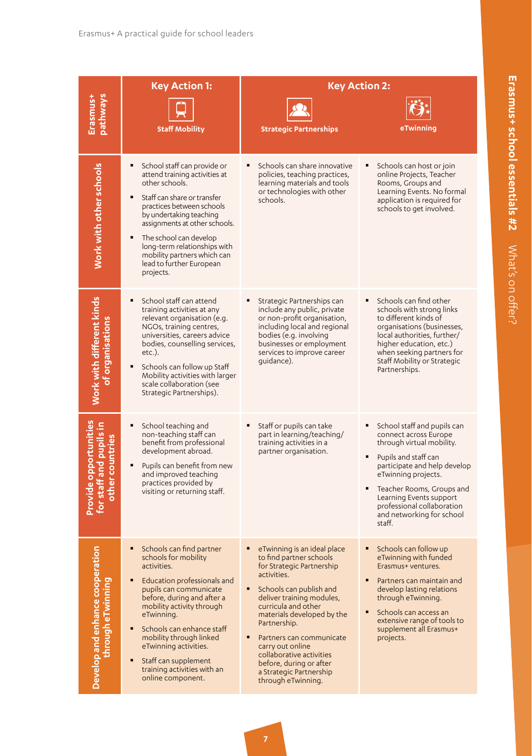| Erasmus+ pathways | Key Action 1: Staff Mobility | Key Action 2: Strategic Partnerships | Key Action 2: eTwinning |
|---|---|---|---|
| Work with other schools | ▪ School staff can provide or attend training activities at other schools.<br>▪ Staff can share or transfer practices between schools by undertaking teaching assignments at other schools.<br>▪ The school can develop long-term relationships with mobility partners which can lead to further European projects. | ▪ Schools can share innovative policies, teaching practices, learning materials and tools or technologies with other schools. | ▪ Schools can host or join online Projects, Teacher Rooms, Groups and Learning Events. No formal application is required for schools to get involved. |
| Work with different kinds of organisations | ▪ School staff can attend training activities at any relevant organisation (e.g. NGOs, training centres, universities, careers advice bodies, counselling services, etc.).<br>▪ Schools can follow up Staff Mobility activities with larger scale collaboration (see Strategic Partnerships). | ▪ Strategic Partnerships can include any public, private or non-profit organisation, including local and regional bodies (e.g. involving businesses or employment services to improve career guidance). | ▪ Schools can find other schools with strong links to different kinds of organisations (businesses, local authorities, further/higher education, etc.) when seeking partners for Staff Mobility or Strategic Partnerships. |
| Provide opportunities for staff and pupils in other countries | ▪ School teaching and non-teaching staff can benefit from professional development abroad.<br>▪ Pupils can benefit from new and improved teaching practices provided by visiting or returning staff. | ▪ Staff or pupils can take part in learning/teaching/training activities in a partner organisation. | ▪ School staff and pupils can connect across Europe through virtual mobility.<br>▪ Pupils and staff can participate and help develop eTwinning projects.<br>▪ Teacher Rooms, Groups and Learning Events support professional collaboration and networking for school staff. |
| Develop and enhance cooperation through eTwinning | ▪ Schools can find partner schools for mobility activities.<br>▪ Education professionals and pupils can communicate before, during and after a mobility activity through eTwinning.<br>▪ Schools can enhance staff mobility through linked eTwinning activities.<br>▪ Staff can supplement training activities with an online component. | ▪ eTwinning is an ideal place to find partner schools for Strategic Partnership activities.<br>▪ Schools can publish and deliver training modules, curricula and other materials developed by the Partnership.<br>▪ Partners can communicate carry out online collaborative activities before, during or after a Strategic Partnership through eTwinning. | ▪ Schools can follow up eTwinning with funded Erasmus+ ventures.<br>▪ Partners can maintain and develop lasting relations through eTwinning.<br>▪ Schools can access an extensive range of tools to supplement all Erasmus+ projects. |